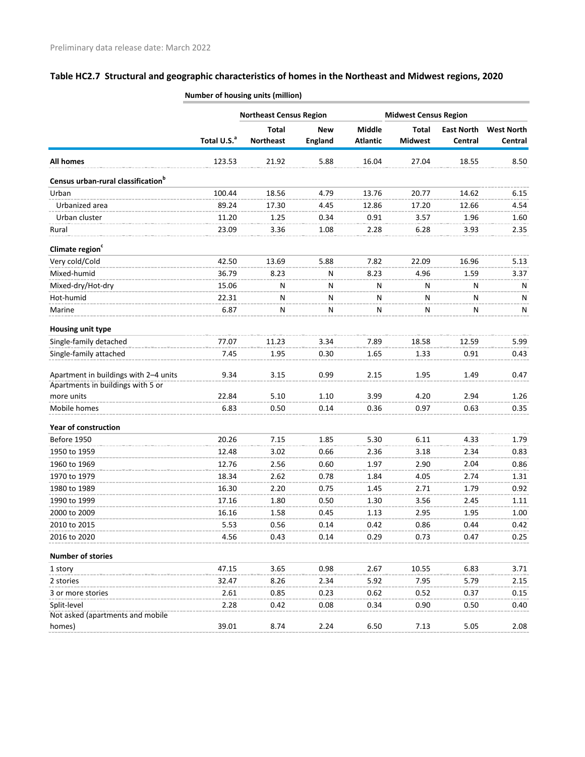Preliminary data release date: March 2022

## Table HC2.7 Structural and geographic characteristics of homes in the Northeast and Midwest regions, 2020

| | Number of housing units (million) | | | | | | |
|---|---|---|---|---|---|---|---|
| | | Northeast Census Region | | | Midwest Census Region | | |
| | Total U.S.[a] | Total Northeast | New England | Middle Atlantic | Total Midwest | East North Central | West North Central |
| **All homes** | 123.53 | 21.92 | 5.88 | 16.04 | 27.04 | 18.55 | 8.50 |
| **Census urban-rural classification[b]** | | | | | | | |
| Urban | 100.44 | 18.56 | 4.79 | 13.76 | 20.77 | 14.62 | 6.15 |
| Urbanized area | 89.24 | 17.30 | 4.45 | 12.86 | 17.20 | 12.66 | 4.54 |
| Urban cluster | 11.20 | 1.25 | 0.34 | 0.91 | 3.57 | 1.96 | 1.60 |
| Rural | 23.09 | 3.36 | 1.08 | 2.28 | 6.28 | 3.93 | 2.35 |
| **Climate region[c]** | | | | | | | |
| Very cold/Cold | 42.50 | 13.69 | 5.88 | 7.82 | 22.09 | 16.96 | 5.13 |
| Mixed-humid | 36.79 | 8.23 | N | 8.23 | 4.96 | 1.59 | 3.37 |
| Mixed-dry/Hot-dry | 15.06 | N | N | N | N | N | N |
| Hot-humid | 22.31 | N | N | N | N | N | N |
| Marine | 6.87 | N | N | N | N | N | N |
| **Housing unit type** | | | | | | | |
| Single-family detached | 77.07 | 11.23 | 3.34 | 7.89 | 18.58 | 12.59 | 5.99 |
| Single-family attached | 7.45 | 1.95 | 0.30 | 1.65 | 1.33 | 0.91 | 0.43 |
| Apartment in buildings with 2–4 units | 9.34 | 3.15 | 0.99 | 2.15 | 1.95 | 1.49 | 0.47 |
| Apartments in buildings with 5 or more units | 22.84 | 5.10 | 1.10 | 3.99 | 4.20 | 2.94 | 1.26 |
| Mobile homes | 6.83 | 0.50 | 0.14 | 0.36 | 0.97 | 0.63 | 0.35 |
| **Year of construction** | | | | | | | |
| Before 1950 | 20.26 | 7.15 | 1.85 | 5.30 | 6.11 | 4.33 | 1.79 |
| 1950 to 1959 | 12.48 | 3.02 | 0.66 | 2.36 | 3.18 | 2.34 | 0.83 |
| 1960 to 1969 | 12.76 | 2.56 | 0.60 | 1.97 | 2.90 | 2.04 | 0.86 |
| 1970 to 1979 | 18.34 | 2.62 | 0.78 | 1.84 | 4.05 | 2.74 | 1.31 |
| 1980 to 1989 | 16.30 | 2.20 | 0.75 | 1.45 | 2.71 | 1.79 | 0.92 |
| 1990 to 1999 | 17.16 | 1.80 | 0.50 | 1.30 | 3.56 | 2.45 | 1.11 |
| 2000 to 2009 | 16.16 | 1.58 | 0.45 | 1.13 | 2.95 | 1.95 | 1.00 |
| 2010 to 2015 | 5.53 | 0.56 | 0.14 | 0.42 | 0.86 | 0.44 | 0.42 |
| 2016 to 2020 | 4.56 | 0.43 | 0.14 | 0.29 | 0.73 | 0.47 | 0.25 |
| **Number of stories** | | | | | | | |
| 1 story | 47.15 | 3.65 | 0.98 | 2.67 | 10.55 | 6.83 | 3.71 |
| 2 stories | 32.47 | 8.26 | 2.34 | 5.92 | 7.95 | 5.79 | 2.15 |
| 3 or more stories | 2.61 | 0.85 | 0.23 | 0.62 | 0.52 | 0.37 | 0.15 |
| Split-level | 2.28 | 0.42 | 0.08 | 0.34 | 0.90 | 0.50 | 0.40 |
| Not asked (apartments and mobile homes) | 39.01 | 8.74 | 2.24 | 6.50 | 7.13 | 5.05 | 2.08 |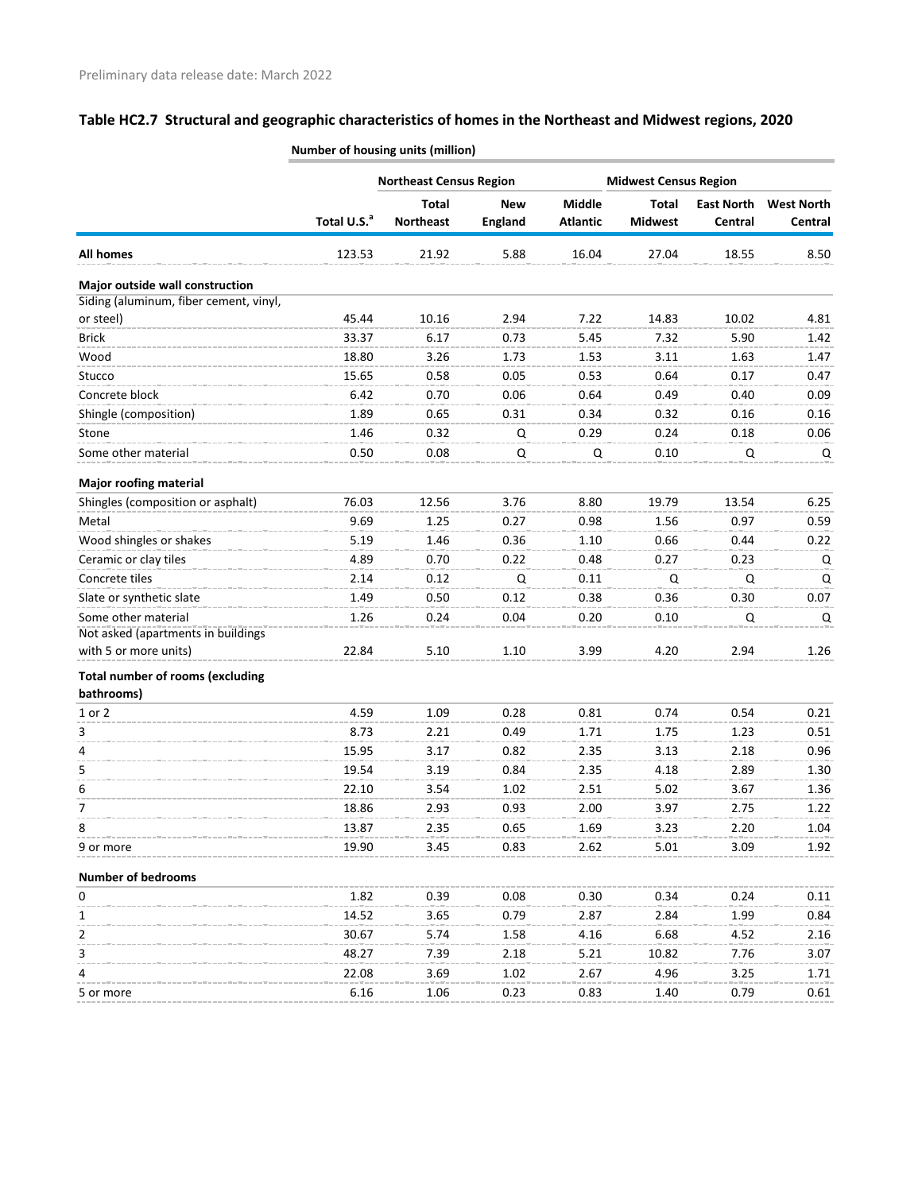Preliminary data release date: March 2022

## Table HC2.7 Structural and geographic characteristics of homes in the Northeast and Midwest regions, 2020

| | Number of housing units (million) | | | | | | |
|---|---|---|---|---|---|---|---|
| | | Northeast Census Region | | | Midwest Census Region | | |
| | Total U.S.[a] | Total Northeast | New England | Middle Atlantic | Total Midwest | East North Central | West North Central |
| **All homes** | 123.53 | 21.92 | 5.88 | 16.04 | 27.04 | 18.55 | 8.50 |
| **Major outside wall construction** | | | | | | | |
| Siding (aluminum, fiber cement, vinyl, or steel) | 45.44 | 10.16 | 2.94 | 7.22 | 14.83 | 10.02 | 4.81 |
| Brick | 33.37 | 6.17 | 0.73 | 5.45 | 7.32 | 5.90 | 1.42 |
| Wood | 18.80 | 3.26 | 1.73 | 1.53 | 3.11 | 1.63 | 1.47 |
| Stucco | 15.65 | 0.58 | 0.05 | 0.53 | 0.64 | 0.17 | 0.47 |
| Concrete block | 6.42 | 0.70 | 0.06 | 0.64 | 0.49 | 0.40 | 0.09 |
| Shingle (composition) | 1.89 | 0.65 | 0.31 | 0.34 | 0.32 | 0.16 | 0.16 |
| Stone | 1.46 | 0.32 | Q | 0.29 | 0.24 | 0.18 | 0.06 |
| Some other material | 0.50 | 0.08 | Q | Q | 0.10 | Q | Q |
| **Major roofing material** | | | | | | | |
| Shingles (composition or asphalt) | 76.03 | 12.56 | 3.76 | 8.80 | 19.79 | 13.54 | 6.25 |
| Metal | 9.69 | 1.25 | 0.27 | 0.98 | 1.56 | 0.97 | 0.59 |
| Wood shingles or shakes | 5.19 | 1.46 | 0.36 | 1.10 | 0.66 | 0.44 | 0.22 |
| Ceramic or clay tiles | 4.89 | 0.70 | 0.22 | 0.48 | 0.27 | 0.23 | Q |
| Concrete tiles | 2.14 | 0.12 | Q | 0.11 | Q | Q | Q |
| Slate or synthetic slate | 1.49 | 0.50 | 0.12 | 0.38 | 0.36 | 0.30 | 0.07 |
| Some other material | 1.26 | 0.24 | 0.04 | 0.20 | 0.10 | Q | Q |
| Not asked (apartments in buildings with 5 or more units) | 22.84 | 5.10 | 1.10 | 3.99 | 4.20 | 2.94 | 1.26 |
| **Total number of rooms (excluding bathrooms)** | | | | | | | |
| 1 or 2 | 4.59 | 1.09 | 0.28 | 0.81 | 0.74 | 0.54 | 0.21 |
| 3 | 8.73 | 2.21 | 0.49 | 1.71 | 1.75 | 1.23 | 0.51 |
| 4 | 15.95 | 3.17 | 0.82 | 2.35 | 3.13 | 2.18 | 0.96 |
| 5 | 19.54 | 3.19 | 0.84 | 2.35 | 4.18 | 2.89 | 1.30 |
| 6 | 22.10 | 3.54 | 1.02 | 2.51 | 5.02 | 3.67 | 1.36 |
| 7 | 18.86 | 2.93 | 0.93 | 2.00 | 3.97 | 2.75 | 1.22 |
| 8 | 13.87 | 2.35 | 0.65 | 1.69 | 3.23 | 2.20 | 1.04 |
| 9 or more | 19.90 | 3.45 | 0.83 | 2.62 | 5.01 | 3.09 | 1.92 |
| **Number of bedrooms** | | | | | | | |
| 0 | 1.82 | 0.39 | 0.08 | 0.30 | 0.34 | 0.24 | 0.11 |
| 1 | 14.52 | 3.65 | 0.79 | 2.87 | 2.84 | 1.99 | 0.84 |
| 2 | 30.67 | 5.74 | 1.58 | 4.16 | 6.68 | 4.52 | 2.16 |
| 3 | 48.27 | 7.39 | 2.18 | 5.21 | 10.82 | 7.76 | 3.07 |
| 4 | 22.08 | 3.69 | 1.02 | 2.67 | 4.96 | 3.25 | 1.71 |
| 5 or more | 6.16 | 1.06 | 0.23 | 0.83 | 1.40 | 0.79 | 0.61 |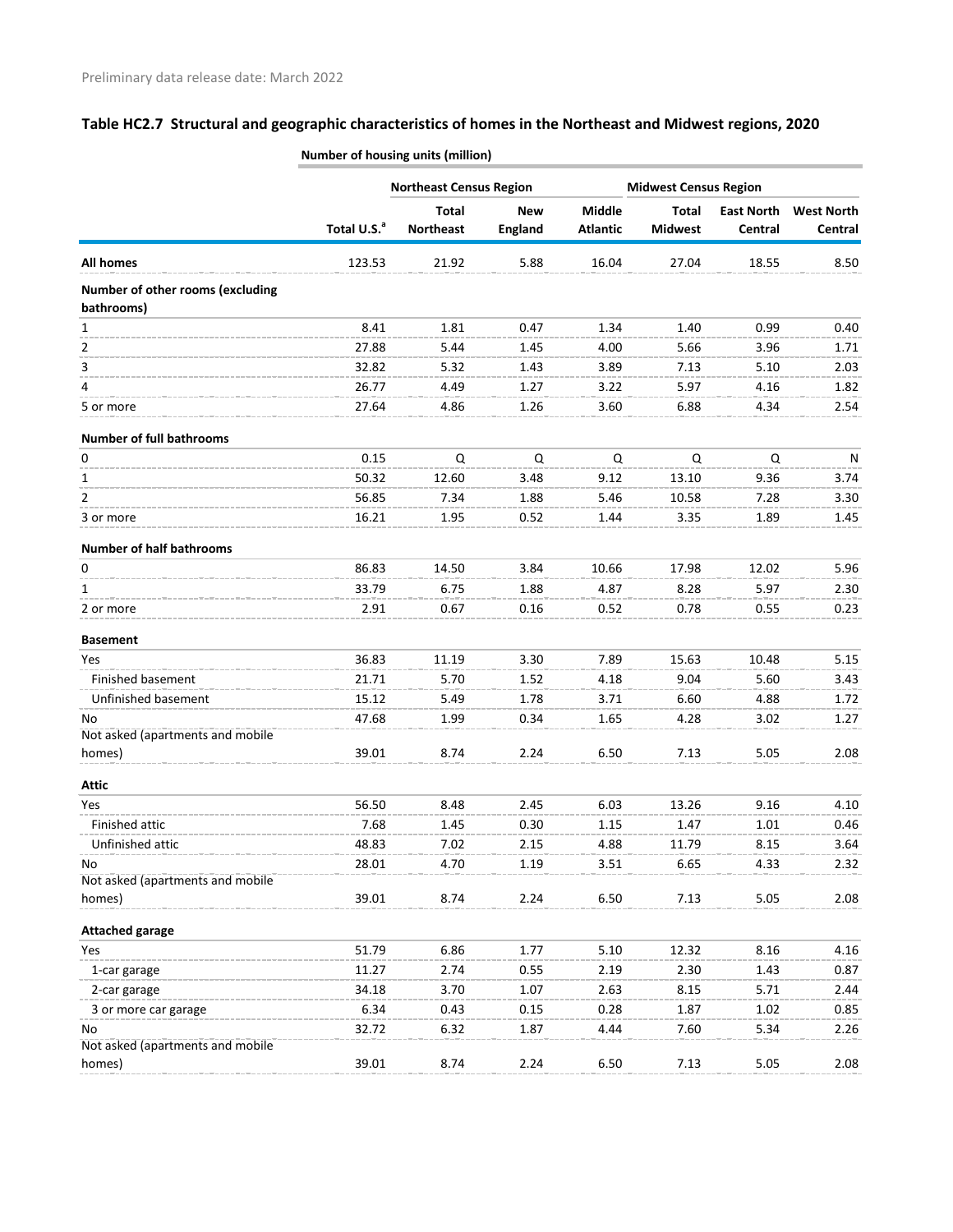Preliminary data release date: March 2022

## Table HC2.7 Structural and geographic characteristics of homes in the Northeast and Midwest regions, 2020

| | Number of housing units (million) | | | | | | |
|---|---|---|---|---|---|---|---|
| | | Northeast Census Region | | | Midwest Census Region | | |
| | Total U.S.[a] | Total Northeast | New England | Middle Atlantic | Total Midwest | East North Central | West North Central |
| **All homes** | 123.53 | 21.92 | 5.88 | 16.04 | 27.04 | 18.55 | 8.50 |
| **Number of other rooms (excluding bathrooms)** | | | | | | | |
| 1 | 8.41 | 1.81 | 0.47 | 1.34 | 1.40 | 0.99 | 0.40 |
| 2 | 27.88 | 5.44 | 1.45 | 4.00 | 5.66 | 3.96 | 1.71 |
| 3 | 32.82 | 5.32 | 1.43 | 3.89 | 7.13 | 5.10 | 2.03 |
| 4 | 26.77 | 4.49 | 1.27 | 3.22 | 5.97 | 4.16 | 1.82 |
| 5 or more | 27.64 | 4.86 | 1.26 | 3.60 | 6.88 | 4.34 | 2.54 |
| **Number of full bathrooms** | | | | | | | |
| 0 | 0.15 | Q | Q | Q | Q | Q | N |
| 1 | 50.32 | 12.60 | 3.48 | 9.12 | 13.10 | 9.36 | 3.74 |
| 2 | 56.85 | 7.34 | 1.88 | 5.46 | 10.58 | 7.28 | 3.30 |
| 3 or more | 16.21 | 1.95 | 0.52 | 1.44 | 3.35 | 1.89 | 1.45 |
| **Number of half bathrooms** | | | | | | | |
| 0 | 86.83 | 14.50 | 3.84 | 10.66 | 17.98 | 12.02 | 5.96 |
| 1 | 33.79 | 6.75 | 1.88 | 4.87 | 8.28 | 5.97 | 2.30 |
| 2 or more | 2.91 | 0.67 | 0.16 | 0.52 | 0.78 | 0.55 | 0.23 |
| **Basement** | | | | | | | |
| Yes | 36.83 | 11.19 | 3.30 | 7.89 | 15.63 | 10.48 | 5.15 |
| Finished basement | 21.71 | 5.70 | 1.52 | 4.18 | 9.04 | 5.60 | 3.43 |
| Unfinished basement | 15.12 | 5.49 | 1.78 | 3.71 | 6.60 | 4.88 | 1.72 |
| No | 47.68 | 1.99 | 0.34 | 1.65 | 4.28 | 3.02 | 1.27 |
| Not asked (apartments and mobile homes) | 39.01 | 8.74 | 2.24 | 6.50 | 7.13 | 5.05 | 2.08 |
| **Attic** | | | | | | | |
| Yes | 56.50 | 8.48 | 2.45 | 6.03 | 13.26 | 9.16 | 4.10 |
| Finished attic | 7.68 | 1.45 | 0.30 | 1.15 | 1.47 | 1.01 | 0.46 |
| Unfinished attic | 48.83 | 7.02 | 2.15 | 4.88 | 11.79 | 8.15 | 3.64 |
| No | 28.01 | 4.70 | 1.19 | 3.51 | 6.65 | 4.33 | 2.32 |
| Not asked (apartments and mobile homes) | 39.01 | 8.74 | 2.24 | 6.50 | 7.13 | 5.05 | 2.08 |
| **Attached garage** | | | | | | | |
| Yes | 51.79 | 6.86 | 1.77 | 5.10 | 12.32 | 8.16 | 4.16 |
| 1-car garage | 11.27 | 2.74 | 0.55 | 2.19 | 2.30 | 1.43 | 0.87 |
| 2-car garage | 34.18 | 3.70 | 1.07 | 2.63 | 8.15 | 5.71 | 2.44 |
| 3 or more car garage | 6.34 | 0.43 | 0.15 | 0.28 | 1.87 | 1.02 | 0.85 |
| No | 32.72 | 6.32 | 1.87 | 4.44 | 7.60 | 5.34 | 2.26 |
| Not asked (apartments and mobile homes) | 39.01 | 8.74 | 2.24 | 6.50 | 7.13 | 5.05 | 2.08 |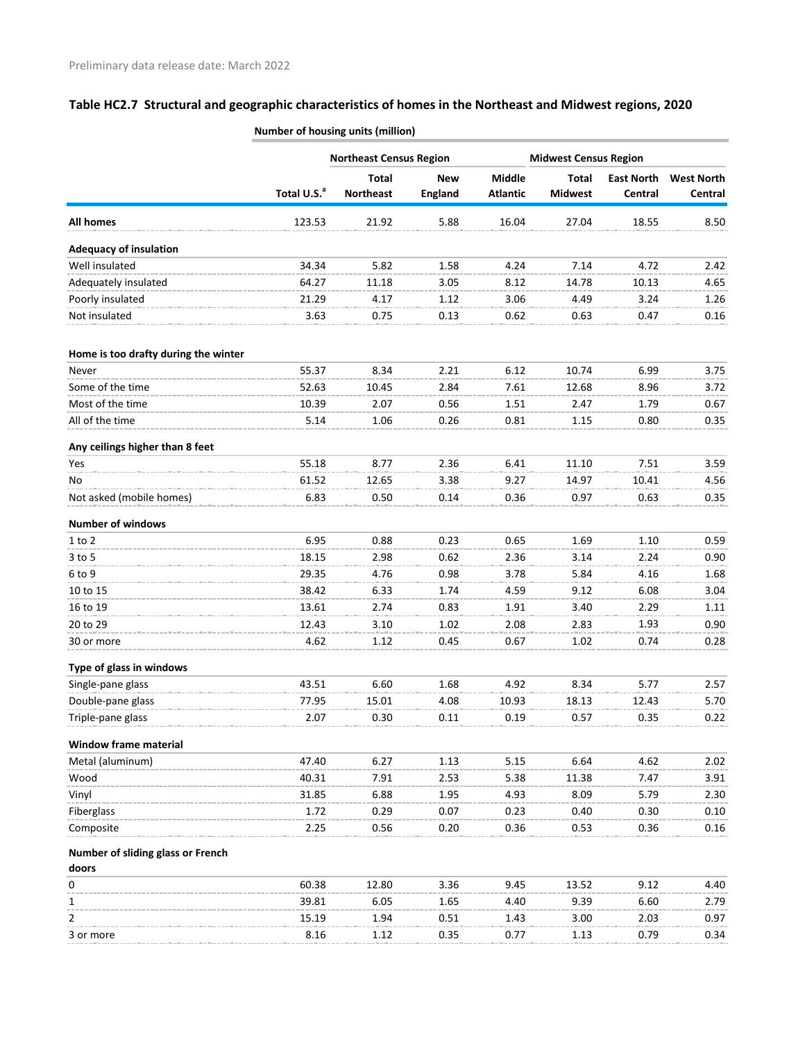Preliminary data release date: March 2022

## Table HC2.7 Structural and geographic characteristics of homes in the Northeast and Midwest regions, 2020

| | Number of housing units (million) | | | | | | |
|---|---|---|---|---|---|---|---|
| | | Northeast Census Region | | | Midwest Census Region | | |
| | Total U.S.[a] | Total Northeast | New England | Middle Atlantic | Total Midwest | East North Central | West North Central |
| **All homes** | 123.53 | 21.92 | 5.88 | 16.04 | 27.04 | 18.55 | 8.50 |
| **Adequacy of insulation** | | | | | | | |
| Well insulated | 34.34 | 5.82 | 1.58 | 4.24 | 7.14 | 4.72 | 2.42 |
| Adequately insulated | 64.27 | 11.18 | 3.05 | 8.12 | 14.78 | 10.13 | 4.65 |
| Poorly insulated | 21.29 | 4.17 | 1.12 | 3.06 | 4.49 | 3.24 | 1.26 |
| Not insulated | 3.63 | 0.75 | 0.13 | 0.62 | 0.63 | 0.47 | 0.16 |
| **Home is too drafty during the winter** | | | | | | | |
| Never | 55.37 | 8.34 | 2.21 | 6.12 | 10.74 | 6.99 | 3.75 |
| Some of the time | 52.63 | 10.45 | 2.84 | 7.61 | 12.68 | 8.96 | 3.72 |
| Most of the time | 10.39 | 2.07 | 0.56 | 1.51 | 2.47 | 1.79 | 0.67 |
| All of the time | 5.14 | 1.06 | 0.26 | 0.81 | 1.15 | 0.80 | 0.35 |
| **Any ceilings higher than 8 feet** | | | | | | | |
| Yes | 55.18 | 8.77 | 2.36 | 6.41 | 11.10 | 7.51 | 3.59 |
| No | 61.52 | 12.65 | 3.38 | 9.27 | 14.97 | 10.41 | 4.56 |
| Not asked (mobile homes) | 6.83 | 0.50 | 0.14 | 0.36 | 0.97 | 0.63 | 0.35 |
| **Number of windows** | | | | | | | |
| 1 to 2 | 6.95 | 0.88 | 0.23 | 0.65 | 1.69 | 1.10 | 0.59 |
| 3 to 5 | 18.15 | 2.98 | 0.62 | 2.36 | 3.14 | 2.24 | 0.90 |
| 6 to 9 | 29.35 | 4.76 | 0.98 | 3.78 | 5.84 | 4.16 | 1.68 |
| 10 to 15 | 38.42 | 6.33 | 1.74 | 4.59 | 9.12 | 6.08 | 3.04 |
| 16 to 19 | 13.61 | 2.74 | 0.83 | 1.91 | 3.40 | 2.29 | 1.11 |
| 20 to 29 | 12.43 | 3.10 | 1.02 | 2.08 | 2.83 | 1.93 | 0.90 |
| 30 or more | 4.62 | 1.12 | 0.45 | 0.67 | 1.02 | 0.74 | 0.28 |
| **Type of glass in windows** | | | | | | | |
| Single-pane glass | 43.51 | 6.60 | 1.68 | 4.92 | 8.34 | 5.77 | 2.57 |
| Double-pane glass | 77.95 | 15.01 | 4.08 | 10.93 | 18.13 | 12.43 | 5.70 |
| Triple-pane glass | 2.07 | 0.30 | 0.11 | 0.19 | 0.57 | 0.35 | 0.22 |
| **Window frame material** | | | | | | | |
| Metal (aluminum) | 47.40 | 6.27 | 1.13 | 5.15 | 6.64 | 4.62 | 2.02 |
| Wood | 40.31 | 7.91 | 2.53 | 5.38 | 11.38 | 7.47 | 3.91 |
| Vinyl | 31.85 | 6.88 | 1.95 | 4.93 | 8.09 | 5.79 | 2.30 |
| Fiberglass | 1.72 | 0.29 | 0.07 | 0.23 | 0.40 | 0.30 | 0.10 |
| Composite | 2.25 | 0.56 | 0.20 | 0.36 | 0.53 | 0.36 | 0.16 |
| **Number of sliding glass or French doors** | | | | | | | |
| 0 | 60.38 | 12.80 | 3.36 | 9.45 | 13.52 | 9.12 | 4.40 |
| 1 | 39.81 | 6.05 | 1.65 | 4.40 | 9.39 | 6.60 | 2.79 |
| 2 | 15.19 | 1.94 | 0.51 | 1.43 | 3.00 | 2.03 | 0.97 |
| 3 or more | 8.16 | 1.12 | 0.35 | 0.77 | 1.13 | 0.79 | 0.34 |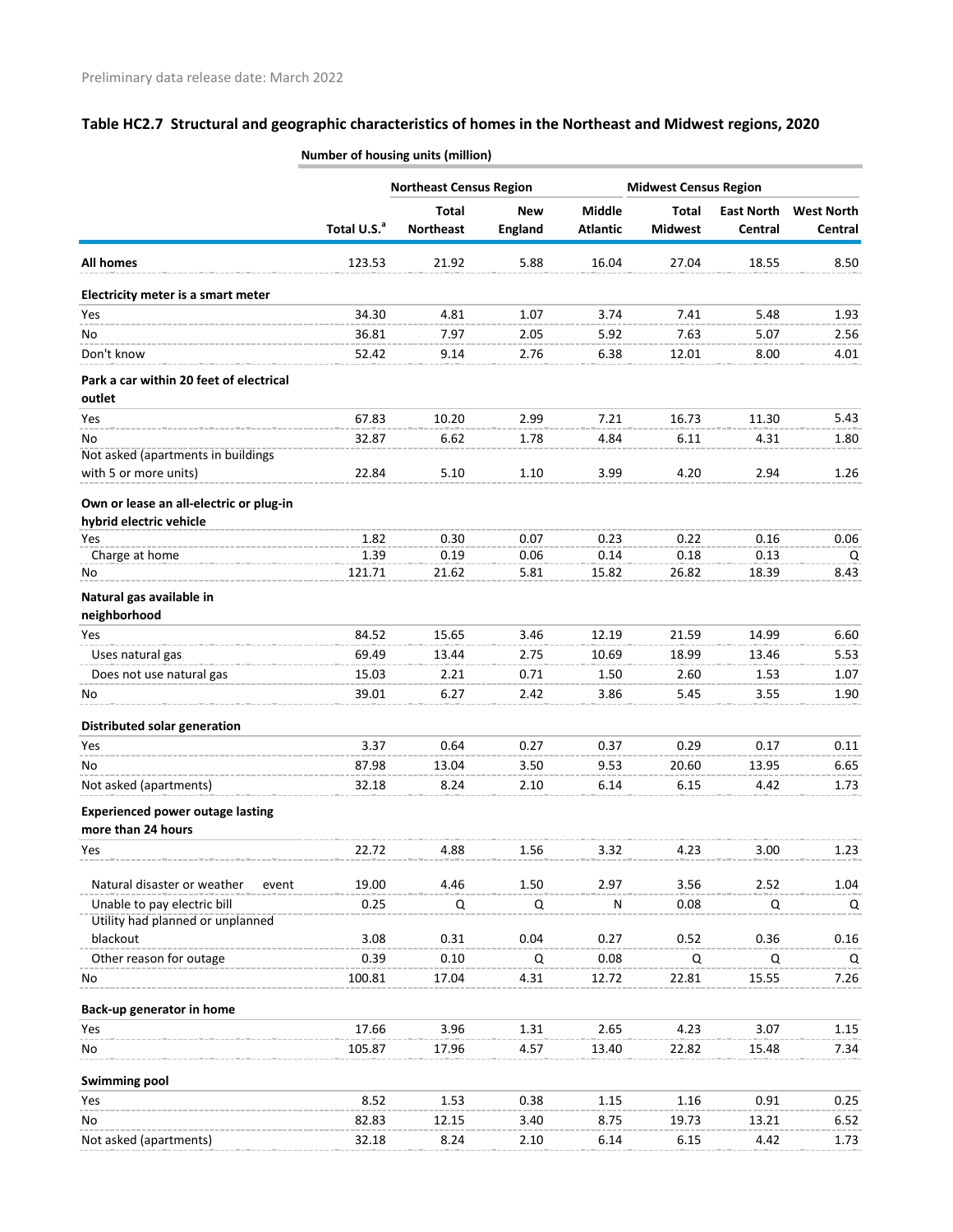Preliminary data release date: March 2022

## Table HC2.7 Structural and geographic characteristics of homes in the Northeast and Midwest regions, 2020

| | Number of housing units (million) | | | | | | |
|---|---|---|---|---|---|---|---|
| | | Northeast Census Region | | | Midwest Census Region | | |
| | Total U.S.[a] | Total Northeast | New England | Middle Atlantic | Total Midwest | East North Central | West North Central |
| **All homes** | 123.53 | 21.92 | 5.88 | 16.04 | 27.04 | 18.55 | 8.50 |
| **Electricity meter is a smart meter** | | | | | | | |
| Yes | 34.30 | 4.81 | 1.07 | 3.74 | 7.41 | 5.48 | 1.93 |
| No | 36.81 | 7.97 | 2.05 | 5.92 | 7.63 | 5.07 | 2.56 |
| Don't know | 52.42 | 9.14 | 2.76 | 6.38 | 12.01 | 8.00 | 4.01 |
| **Park a car within 20 feet of electrical outlet** | | | | | | | |
| Yes | 67.83 | 10.20 | 2.99 | 7.21 | 16.73 | 11.30 | 5.43 |
| No | 32.87 | 6.62 | 1.78 | 4.84 | 6.11 | 4.31 | 1.80 |
| Not asked (apartments in buildings with 5 or more units) | 22.84 | 5.10 | 1.10 | 3.99 | 4.20 | 2.94 | 1.26 |
| **Own or lease an all-electric or plug-in hybrid electric vehicle** | | | | | | | |
| Yes | 1.82 | 0.30 | 0.07 | 0.23 | 0.22 | 0.16 | 0.06 |
| Charge at home | 1.39 | 0.19 | 0.06 | 0.14 | 0.18 | 0.13 | Q |
| No | 121.71 | 21.62 | 5.81 | 15.82 | 26.82 | 18.39 | 8.43 |
| **Natural gas available in neighborhood** | | | | | | | |
| Yes | 84.52 | 15.65 | 3.46 | 12.19 | 21.59 | 14.99 | 6.60 |
| Uses natural gas | 69.49 | 13.44 | 2.75 | 10.69 | 18.99 | 13.46 | 5.53 |
| Does not use natural gas | 15.03 | 2.21 | 0.71 | 1.50 | 2.60 | 1.53 | 1.07 |
| No | 39.01 | 6.27 | 2.42 | 3.86 | 5.45 | 3.55 | 1.90 |
| **Distributed solar generation** | | | | | | | |
| Yes | 3.37 | 0.64 | 0.27 | 0.37 | 0.29 | 0.17 | 0.11 |
| No | 87.98 | 13.04 | 3.50 | 9.53 | 20.60 | 13.95 | 6.65 |
| Not asked (apartments) | 32.18 | 8.24 | 2.10 | 6.14 | 6.15 | 4.42 | 1.73 |
| **Experienced power outage lasting more than 24 hours** | | | | | | | |
| Yes | 22.72 | 4.88 | 1.56 | 3.32 | 4.23 | 3.00 | 1.23 |
| Natural disaster or weather event | 19.00 | 4.46 | 1.50 | 2.97 | 3.56 | 2.52 | 1.04 |
| Unable to pay electric bill | 0.25 | Q | Q | N | 0.08 | Q | Q |
| Utility had planned or unplanned blackout | 3.08 | 0.31 | 0.04 | 0.27 | 0.52 | 0.36 | 0.16 |
| Other reason for outage | 0.39 | 0.10 | Q | 0.08 | Q | Q | Q |
| No | 100.81 | 17.04 | 4.31 | 12.72 | 22.81 | 15.55 | 7.26 |
| **Back-up generator in home** | | | | | | | |
| Yes | 17.66 | 3.96 | 1.31 | 2.65 | 4.23 | 3.07 | 1.15 |
| No | 105.87 | 17.96 | 4.57 | 13.40 | 22.82 | 15.48 | 7.34 |
| **Swimming pool** | | | | | | | |
| Yes | 8.52 | 1.53 | 0.38 | 1.15 | 1.16 | 0.91 | 0.25 |
| No | 82.83 | 12.15 | 3.40 | 8.75 | 19.73 | 13.21 | 6.52 |
| Not asked (apartments) | 32.18 | 8.24 | 2.10 | 6.14 | 6.15 | 4.42 | 1.73 |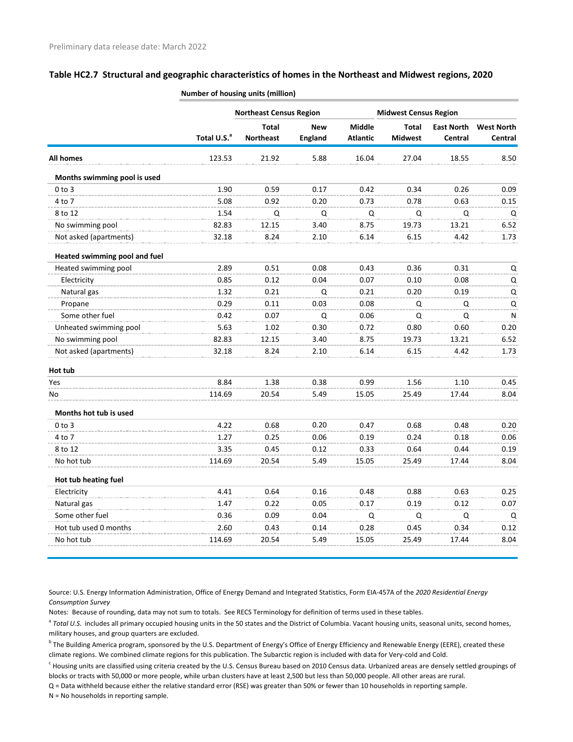Preliminary data release date: March 2022

## Table HC2.7 Structural and geographic characteristics of homes in the Northeast and Midwest regions, 2020

| | Number of housing units (million) | | | | | | |
|---|---|---|---|---|---|---|---|
| | | Northeast Census Region | | | Midwest Census Region | | |
| | Total U.S.[a] | Total Northeast | New England | Middle Atlantic | Total Midwest | East North Central | West North Central |
| **All homes** | 123.53 | 21.92 | 5.88 | 16.04 | 27.04 | 18.55 | 8.50 |
| **Months swimming pool is used** | | | | | | | |
| 0 to 3 | 1.90 | 0.59 | 0.17 | 0.42 | 0.34 | 0.26 | 0.09 |
| 4 to 7 | 5.08 | 0.92 | 0.20 | 0.73 | 0.78 | 0.63 | 0.15 |
| 8 to 12 | 1.54 | Q | Q | Q | Q | Q | Q |
| No swimming pool | 82.83 | 12.15 | 3.40 | 8.75 | 19.73 | 13.21 | 6.52 |
| Not asked (apartments) | 32.18 | 8.24 | 2.10 | 6.14 | 6.15 | 4.42 | 1.73 |
| **Heated swimming pool and fuel** | | | | | | | |
| Heated swimming pool | 2.89 | 0.51 | 0.08 | 0.43 | 0.36 | 0.31 | Q |
| Electricity | 0.85 | 0.12 | 0.04 | 0.07 | 0.10 | 0.08 | Q |
| Natural gas | 1.32 | 0.21 | Q | 0.21 | 0.20 | 0.19 | Q |
| Propane | 0.29 | 0.11 | 0.03 | 0.08 | Q | Q | Q |
| Some other fuel | 0.42 | 0.07 | Q | 0.06 | Q | Q | N |
| Unheated swimming pool | 5.63 | 1.02 | 0.30 | 0.72 | 0.80 | 0.60 | 0.20 |
| No swimming pool | 82.83 | 12.15 | 3.40 | 8.75 | 19.73 | 13.21 | 6.52 |
| Not asked (apartments) | 32.18 | 8.24 | 2.10 | 6.14 | 6.15 | 4.42 | 1.73 |
| **Hot tub** | | | | | | | |
| Yes | 8.84 | 1.38 | 0.38 | 0.99 | 1.56 | 1.10 | 0.45 |
| No | 114.69 | 20.54 | 5.49 | 15.05 | 25.49 | 17.44 | 8.04 |
| **Months hot tub is used** | | | | | | | |
| 0 to 3 | 4.22 | 0.68 | 0.20 | 0.47 | 0.68 | 0.48 | 0.20 |
| 4 to 7 | 1.27 | 0.25 | 0.06 | 0.19 | 0.24 | 0.18 | 0.06 |
| 8 to 12 | 3.35 | 0.45 | 0.12 | 0.33 | 0.64 | 0.44 | 0.19 |
| No hot tub | 114.69 | 20.54 | 5.49 | 15.05 | 25.49 | 17.44 | 8.04 |
| **Hot tub heating fuel** | | | | | | | |
| Electricity | 4.41 | 0.64 | 0.16 | 0.48 | 0.88 | 0.63 | 0.25 |
| Natural gas | 1.47 | 0.22 | 0.05 | 0.17 | 0.19 | 0.12 | 0.07 |
| Some other fuel | 0.36 | 0.09 | 0.04 | Q | Q | Q | Q |
| Hot tub used 0 months | 2.60 | 0.43 | 0.14 | 0.28 | 0.45 | 0.34 | 0.12 |
| No hot tub | 114.69 | 20.54 | 5.49 | 15.05 | 25.49 | 17.44 | 8.04 |

Source: U.S. Energy Information Administration, Office of Energy Demand and Integrated Statistics, Form EIA-457A of the *2020 Residential Energy Consumption Survey*

Notes: Because of rounding, data may not sum to totals. See RECS Terminology for definition of terms used in these tables.

[a] *Total U.S.* includes all primary occupied housing units in the 50 states and the District of Columbia. Vacant housing units, seasonal units, second homes, military houses, and group quarters are excluded.

[b] The Building America program, sponsored by the U.S. Department of Energy's Office of Energy Efficiency and Renewable Energy (EERE), created these climate regions. We combined climate regions for this publication. The Subarctic region is included with data for Very-cold and Cold.

[c] Housing units are classified using criteria created by the U.S. Census Bureau based on 2010 Census data. Urbanized areas are densely settled groupings of blocks or tracts with 50,000 or more people, while urban clusters have at least 2,500 but less than 50,000 people. All other areas are rural.

Q = Data withheld because either the relative standard error (RSE) was greater than 50% or fewer than 10 households in reporting sample.

N = No households in reporting sample.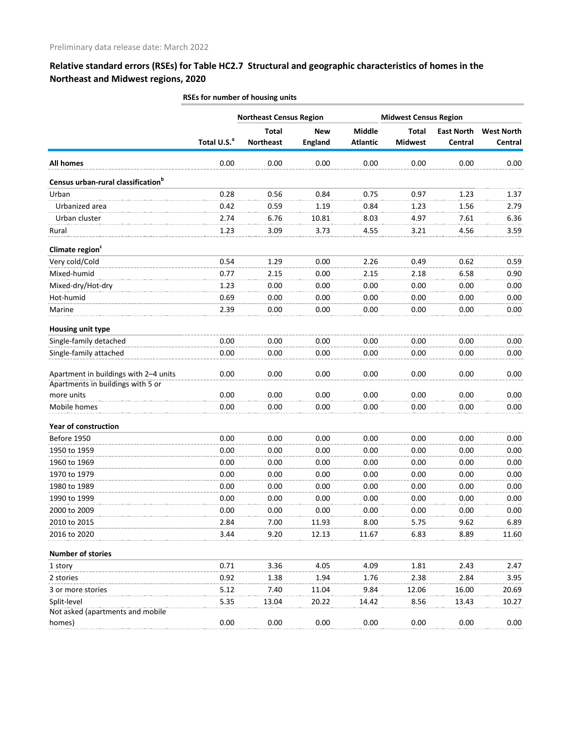Preliminary data release date: March 2022

## Relative standard errors (RSEs) for Table HC2.7 Structural and geographic characteristics of homes in the Northeast and Midwest regions, 2020

RSEs for number of housing units

| | | Northeast Census Region | | | Midwest Census Region | | |
|---|---|---|---|---|---|---|---|
| | Total U.S.[a] | Total Northeast | New England | Middle Atlantic | Total Midwest | East North Central | West North Central |
| **All homes** | 0.00 | 0.00 | 0.00 | 0.00 | 0.00 | 0.00 | 0.00 |
| **Census urban-rural classification[b]** | | | | | | | |
| Urban | 0.28 | 0.56 | 0.84 | 0.75 | 0.97 | 1.23 | 1.37 |
| Urbanized area | 0.42 | 0.59 | 1.19 | 0.84 | 1.23 | 1.56 | 2.79 |
| Urban cluster | 2.74 | 6.76 | 10.81 | 8.03 | 4.97 | 7.61 | 6.36 |
| Rural | 1.23 | 3.09 | 3.73 | 4.55 | 3.21 | 4.56 | 3.59 |
| **Climate region[c]** | | | | | | | |
| Very cold/Cold | 0.54 | 1.29 | 0.00 | 2.26 | 0.49 | 0.62 | 0.59 |
| Mixed-humid | 0.77 | 2.15 | 0.00 | 2.15 | 2.18 | 6.58 | 0.90 |
| Mixed-dry/Hot-dry | 1.23 | 0.00 | 0.00 | 0.00 | 0.00 | 0.00 | 0.00 |
| Hot-humid | 0.69 | 0.00 | 0.00 | 0.00 | 0.00 | 0.00 | 0.00 |
| Marine | 2.39 | 0.00 | 0.00 | 0.00 | 0.00 | 0.00 | 0.00 |
| **Housing unit type** | | | | | | | |
| Single-family detached | 0.00 | 0.00 | 0.00 | 0.00 | 0.00 | 0.00 | 0.00 |
| Single-family attached | 0.00 | 0.00 | 0.00 | 0.00 | 0.00 | 0.00 | 0.00 |
| Apartment in buildings with 2–4 units | 0.00 | 0.00 | 0.00 | 0.00 | 0.00 | 0.00 | 0.00 |
| Apartments in buildings with 5 or more units | 0.00 | 0.00 | 0.00 | 0.00 | 0.00 | 0.00 | 0.00 |
| Mobile homes | 0.00 | 0.00 | 0.00 | 0.00 | 0.00 | 0.00 | 0.00 |
| **Year of construction** | | | | | | | |
| Before 1950 | 0.00 | 0.00 | 0.00 | 0.00 | 0.00 | 0.00 | 0.00 |
| 1950 to 1959 | 0.00 | 0.00 | 0.00 | 0.00 | 0.00 | 0.00 | 0.00 |
| 1960 to 1969 | 0.00 | 0.00 | 0.00 | 0.00 | 0.00 | 0.00 | 0.00 |
| 1970 to 1979 | 0.00 | 0.00 | 0.00 | 0.00 | 0.00 | 0.00 | 0.00 |
| 1980 to 1989 | 0.00 | 0.00 | 0.00 | 0.00 | 0.00 | 0.00 | 0.00 |
| 1990 to 1999 | 0.00 | 0.00 | 0.00 | 0.00 | 0.00 | 0.00 | 0.00 |
| 2000 to 2009 | 0.00 | 0.00 | 0.00 | 0.00 | 0.00 | 0.00 | 0.00 |
| 2010 to 2015 | 2.84 | 7.00 | 11.93 | 8.00 | 5.75 | 9.62 | 6.89 |
| 2016 to 2020 | 3.44 | 9.20 | 12.13 | 11.67 | 6.83 | 8.89 | 11.60 |
| **Number of stories** | | | | | | | |
| 1 story | 0.71 | 3.36 | 4.05 | 4.09 | 1.81 | 2.43 | 2.47 |
| 2 stories | 0.92 | 1.38 | 1.94 | 1.76 | 2.38 | 2.84 | 3.95 |
| 3 or more stories | 5.12 | 7.40 | 11.04 | 9.84 | 12.06 | 16.00 | 20.69 |
| Split-level | 5.35 | 13.04 | 20.22 | 14.42 | 8.56 | 13.43 | 10.27 |
| Not asked (apartments and mobile homes) | 0.00 | 0.00 | 0.00 | 0.00 | 0.00 | 0.00 | 0.00 |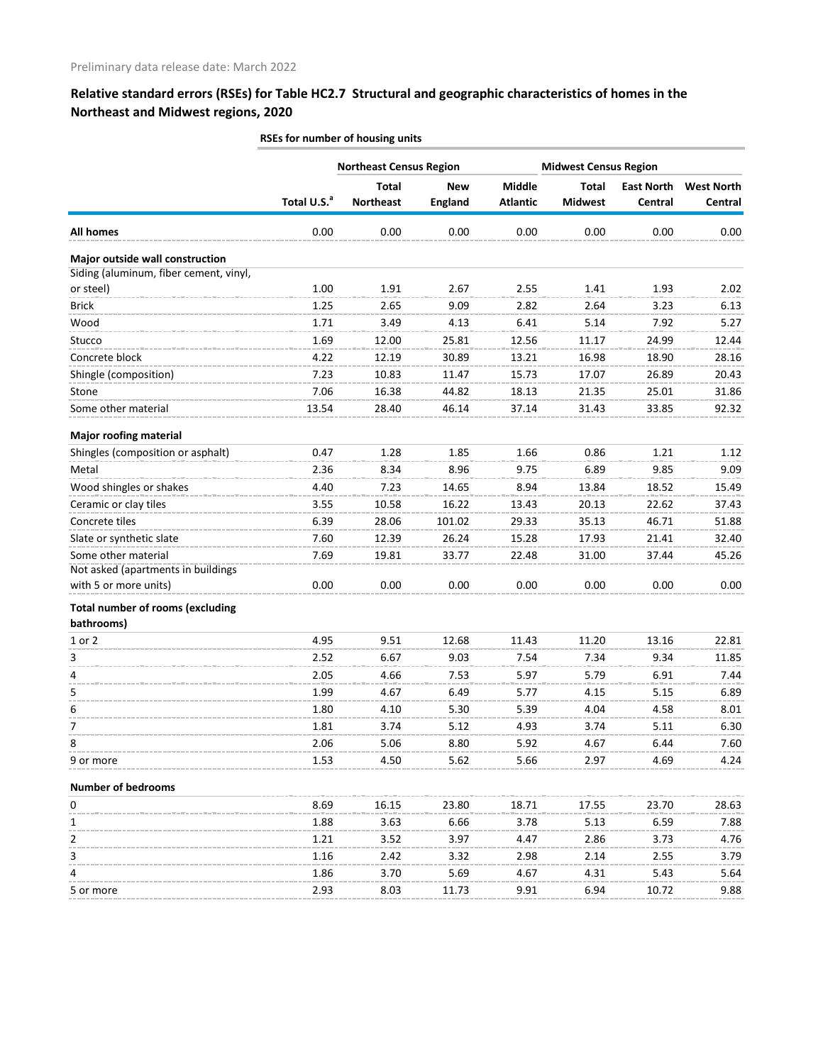Preliminary data release date: March 2022

## Relative standard errors (RSEs) for Table HC2.7 Structural and geographic characteristics of homes in the Northeast and Midwest regions, 2020

RSEs for number of housing units

| | | Northeast Census Region | | | Midwest Census Region | | |
|---|---|---|---|---|---|---|---|
| | Total U.S.[a] | Total Northeast | New England | Middle Atlantic | Total Midwest | East North Central | West North Central |
| **All homes** | 0.00 | 0.00 | 0.00 | 0.00 | 0.00 | 0.00 | 0.00 |
| **Major outside wall construction** | | | | | | | |
| Siding (aluminum, fiber cement, vinyl, or steel) | 1.00 | 1.91 | 2.67 | 2.55 | 1.41 | 1.93 | 2.02 |
| Brick | 1.25 | 2.65 | 9.09 | 2.82 | 2.64 | 3.23 | 6.13 |
| Wood | 1.71 | 3.49 | 4.13 | 6.41 | 5.14 | 7.92 | 5.27 |
| Stucco | 1.69 | 12.00 | 25.81 | 12.56 | 11.17 | 24.99 | 12.44 |
| Concrete block | 4.22 | 12.19 | 30.89 | 13.21 | 16.98 | 18.90 | 28.16 |
| Shingle (composition) | 7.23 | 10.83 | 11.47 | 15.73 | 17.07 | 26.89 | 20.43 |
| Stone | 7.06 | 16.38 | 44.82 | 18.13 | 21.35 | 25.01 | 31.86 |
| Some other material | 13.54 | 28.40 | 46.14 | 37.14 | 31.43 | 33.85 | 92.32 |
| **Major roofing material** | | | | | | | |
| Shingles (composition or asphalt) | 0.47 | 1.28 | 1.85 | 1.66 | 0.86 | 1.21 | 1.12 |
| Metal | 2.36 | 8.34 | 8.96 | 9.75 | 6.89 | 9.85 | 9.09 |
| Wood shingles or shakes | 4.40 | 7.23 | 14.65 | 8.94 | 13.84 | 18.52 | 15.49 |
| Ceramic or clay tiles | 3.55 | 10.58 | 16.22 | 13.43 | 20.13 | 22.62 | 37.43 |
| Concrete tiles | 6.39 | 28.06 | 101.02 | 29.33 | 35.13 | 46.71 | 51.88 |
| Slate or synthetic slate | 7.60 | 12.39 | 26.24 | 15.28 | 17.93 | 21.41 | 32.40 |
| Some other material | 7.69 | 19.81 | 33.77 | 22.48 | 31.00 | 37.44 | 45.26 |
| Not asked (apartments in buildings with 5 or more units) | 0.00 | 0.00 | 0.00 | 0.00 | 0.00 | 0.00 | 0.00 |
| **Total number of rooms (excluding bathrooms)** | | | | | | | |
| 1 or 2 | 4.95 | 9.51 | 12.68 | 11.43 | 11.20 | 13.16 | 22.81 |
| 3 | 2.52 | 6.67 | 9.03 | 7.54 | 7.34 | 9.34 | 11.85 |
| 4 | 2.05 | 4.66 | 7.53 | 5.97 | 5.79 | 6.91 | 7.44 |
| 5 | 1.99 | 4.67 | 6.49 | 5.77 | 4.15 | 5.15 | 6.89 |
| 6 | 1.80 | 4.10 | 5.30 | 5.39 | 4.04 | 4.58 | 8.01 |
| 7 | 1.81 | 3.74 | 5.12 | 4.93 | 3.74 | 5.11 | 6.30 |
| 8 | 2.06 | 5.06 | 8.80 | 5.92 | 4.67 | 6.44 | 7.60 |
| 9 or more | 1.53 | 4.50 | 5.62 | 5.66 | 2.97 | 4.69 | 4.24 |
| **Number of bedrooms** | | | | | | | |
| 0 | 8.69 | 16.15 | 23.80 | 18.71 | 17.55 | 23.70 | 28.63 |
| 1 | 1.88 | 3.63 | 6.66 | 3.78 | 5.13 | 6.59 | 7.88 |
| 2 | 1.21 | 3.52 | 3.97 | 4.47 | 2.86 | 3.73 | 4.76 |
| 3 | 1.16 | 2.42 | 3.32 | 2.98 | 2.14 | 2.55 | 3.79 |
| 4 | 1.86 | 3.70 | 5.69 | 4.67 | 4.31 | 5.43 | 5.64 |
| 5 or more | 2.93 | 8.03 | 11.73 | 9.91 | 6.94 | 10.72 | 9.88 |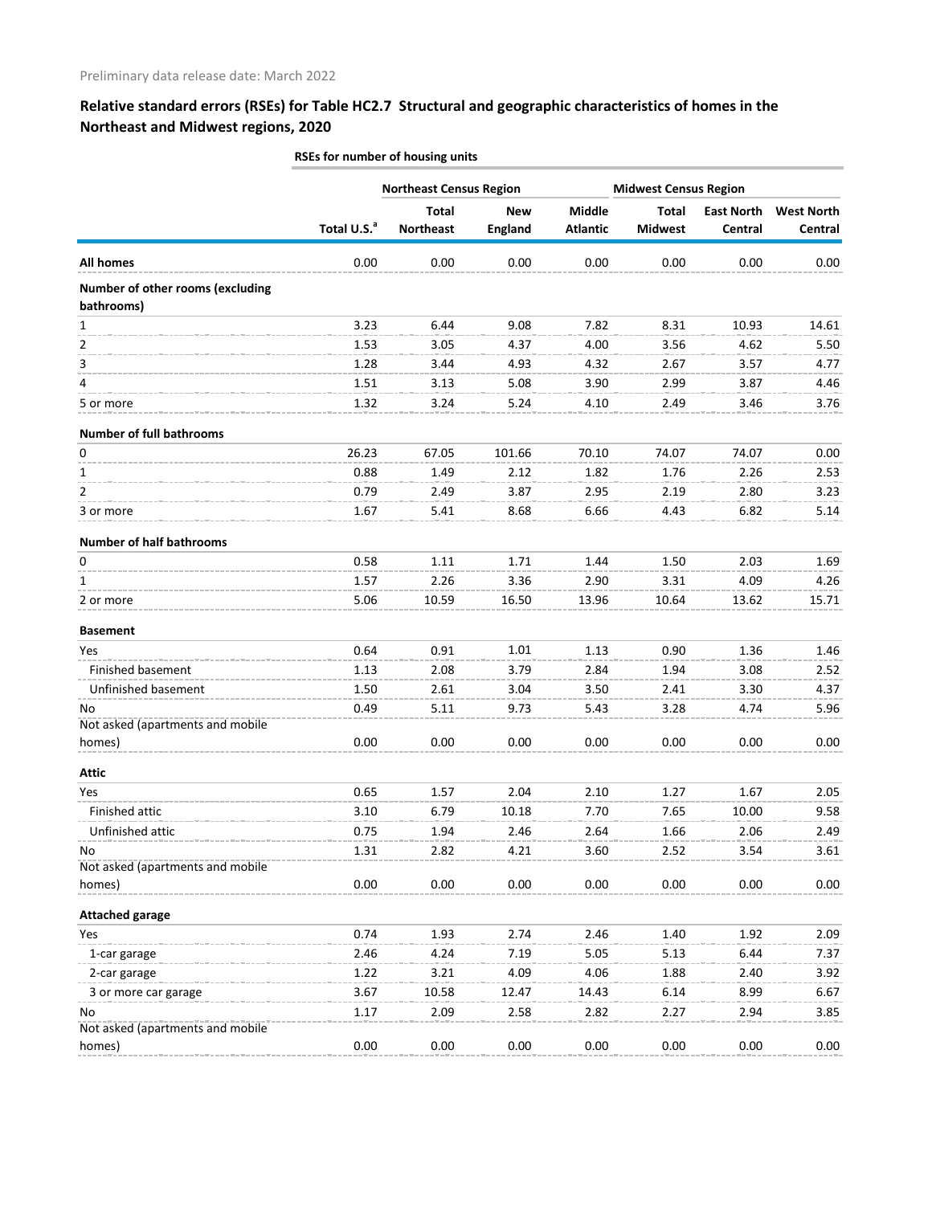Preliminary data release date: March 2022

## Relative standard errors (RSEs) for Table HC2.7 Structural and geographic characteristics of homes in the Northeast and Midwest regions, 2020

RSEs for number of housing units

| | | Northeast Census Region | | | Midwest Census Region | | |
|---|---|---|---|---|---|---|---|
| | Total U.S.[a] | Total Northeast | New England | Middle Atlantic | Total Midwest | East North Central | West North Central |
| **All homes** | 0.00 | 0.00 | 0.00 | 0.00 | 0.00 | 0.00 | 0.00 |
| **Number of other rooms (excluding bathrooms)** | | | | | | | |
| 1 | 3.23 | 6.44 | 9.08 | 7.82 | 8.31 | 10.93 | 14.61 |
| 2 | 1.53 | 3.05 | 4.37 | 4.00 | 3.56 | 4.62 | 5.50 |
| 3 | 1.28 | 3.44 | 4.93 | 4.32 | 2.67 | 3.57 | 4.77 |
| 4 | 1.51 | 3.13 | 5.08 | 3.90 | 2.99 | 3.87 | 4.46 |
| 5 or more | 1.32 | 3.24 | 5.24 | 4.10 | 2.49 | 3.46 | 3.76 |
| **Number of full bathrooms** | | | | | | | |
| 0 | 26.23 | 67.05 | 101.66 | 70.10 | 74.07 | 74.07 | 0.00 |
| 1 | 0.88 | 1.49 | 2.12 | 1.82 | 1.76 | 2.26 | 2.53 |
| 2 | 0.79 | 2.49 | 3.87 | 2.95 | 2.19 | 2.80 | 3.23 |
| 3 or more | 1.67 | 5.41 | 8.68 | 6.66 | 4.43 | 6.82 | 5.14 |
| **Number of half bathrooms** | | | | | | | |
| 0 | 0.58 | 1.11 | 1.71 | 1.44 | 1.50 | 2.03 | 1.69 |
| 1 | 1.57 | 2.26 | 3.36 | 2.90 | 3.31 | 4.09 | 4.26 |
| 2 or more | 5.06 | 10.59 | 16.50 | 13.96 | 10.64 | 13.62 | 15.71 |
| **Basement** | | | | | | | |
| Yes | 0.64 | 0.91 | 1.01 | 1.13 | 0.90 | 1.36 | 1.46 |
| Finished basement | 1.13 | 2.08 | 3.79 | 2.84 | 1.94 | 3.08 | 2.52 |
| Unfinished basement | 1.50 | 2.61 | 3.04 | 3.50 | 2.41 | 3.30 | 4.37 |
| No | 0.49 | 5.11 | 9.73 | 5.43 | 3.28 | 4.74 | 5.96 |
| Not asked (apartments and mobile homes) | 0.00 | 0.00 | 0.00 | 0.00 | 0.00 | 0.00 | 0.00 |
| **Attic** | | | | | | | |
| Yes | 0.65 | 1.57 | 2.04 | 2.10 | 1.27 | 1.67 | 2.05 |
| Finished attic | 3.10 | 6.79 | 10.18 | 7.70 | 7.65 | 10.00 | 9.58 |
| Unfinished attic | 0.75 | 1.94 | 2.46 | 2.64 | 1.66 | 2.06 | 2.49 |
| No | 1.31 | 2.82 | 4.21 | 3.60 | 2.52 | 3.54 | 3.61 |
| Not asked (apartments and mobile homes) | 0.00 | 0.00 | 0.00 | 0.00 | 0.00 | 0.00 | 0.00 |
| **Attached garage** | | | | | | | |
| Yes | 0.74 | 1.93 | 2.74 | 2.46 | 1.40 | 1.92 | 2.09 |
| 1-car garage | 2.46 | 4.24 | 7.19 | 5.05 | 5.13 | 6.44 | 7.37 |
| 2-car garage | 1.22 | 3.21 | 4.09 | 4.06 | 1.88 | 2.40 | 3.92 |
| 3 or more car garage | 3.67 | 10.58 | 12.47 | 14.43 | 6.14 | 8.99 | 6.67 |
| No | 1.17 | 2.09 | 2.58 | 2.82 | 2.27 | 2.94 | 3.85 |
| Not asked (apartments and mobile homes) | 0.00 | 0.00 | 0.00 | 0.00 | 0.00 | 0.00 | 0.00 |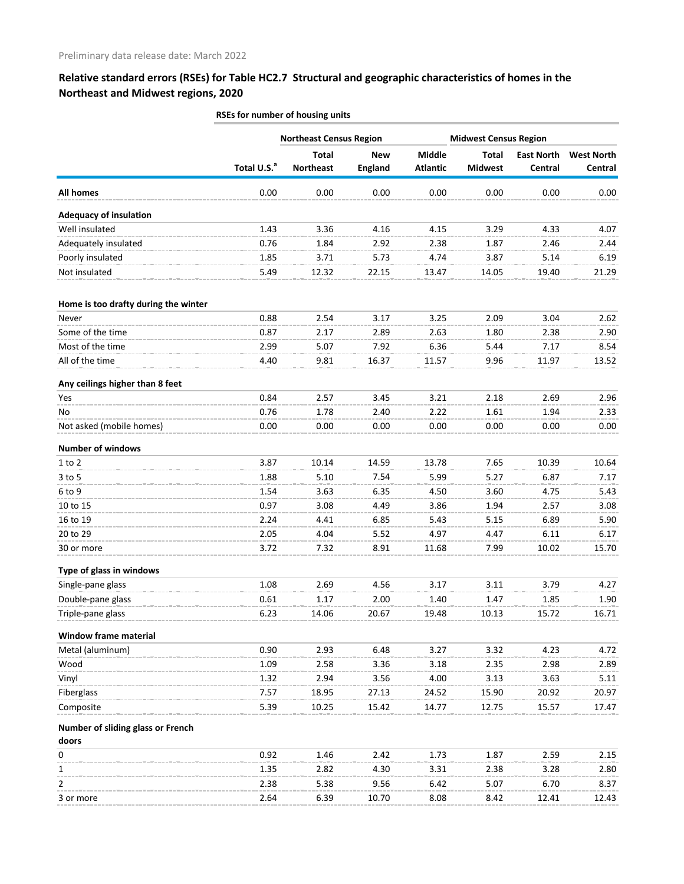Preliminary data release date: March 2022

## Relative standard errors (RSEs) for Table HC2.7 Structural and geographic characteristics of homes in the Northeast and Midwest regions, 2020

| | RSEs for number of housing units | | | | | | |
|---|---|---|---|---|---|---|---|
| | | Northeast Census Region | | | Midwest Census Region | | |
| | Total U.S.[a] | Total Northeast | New England | Middle Atlantic | Total Midwest | East North Central | West North Central |
| **All homes** | 0.00 | 0.00 | 0.00 | 0.00 | 0.00 | 0.00 | 0.00 |
| **Adequacy of insulation** | | | | | | | |
| Well insulated | 1.43 | 3.36 | 4.16 | 4.15 | 3.29 | 4.33 | 4.07 |
| Adequately insulated | 0.76 | 1.84 | 2.92 | 2.38 | 1.87 | 2.46 | 2.44 |
| Poorly insulated | 1.85 | 3.71 | 5.73 | 4.74 | 3.87 | 5.14 | 6.19 |
| Not insulated | 5.49 | 12.32 | 22.15 | 13.47 | 14.05 | 19.40 | 21.29 |
| **Home is too drafty during the winter** | | | | | | | |
| Never | 0.88 | 2.54 | 3.17 | 3.25 | 2.09 | 3.04 | 2.62 |
| Some of the time | 0.87 | 2.17 | 2.89 | 2.63 | 1.80 | 2.38 | 2.90 |
| Most of the time | 2.99 | 5.07 | 7.92 | 6.36 | 5.44 | 7.17 | 8.54 |
| All of the time | 4.40 | 9.81 | 16.37 | 11.57 | 9.96 | 11.97 | 13.52 |
| **Any ceilings higher than 8 feet** | | | | | | | |
| Yes | 0.84 | 2.57 | 3.45 | 3.21 | 2.18 | 2.69 | 2.96 |
| No | 0.76 | 1.78 | 2.40 | 2.22 | 1.61 | 1.94 | 2.33 |
| Not asked (mobile homes) | 0.00 | 0.00 | 0.00 | 0.00 | 0.00 | 0.00 | 0.00 |
| **Number of windows** | | | | | | | |
| 1 to 2 | 3.87 | 10.14 | 14.59 | 13.78 | 7.65 | 10.39 | 10.64 |
| 3 to 5 | 1.88 | 5.10 | 7.54 | 5.99 | 5.27 | 6.87 | 7.17 |
| 6 to 9 | 1.54 | 3.63 | 6.35 | 4.50 | 3.60 | 4.75 | 5.43 |
| 10 to 15 | 0.97 | 3.08 | 4.49 | 3.86 | 1.94 | 2.57 | 3.08 |
| 16 to 19 | 2.24 | 4.41 | 6.85 | 5.43 | 5.15 | 6.89 | 5.90 |
| 20 to 29 | 2.05 | 4.04 | 5.52 | 4.97 | 4.47 | 6.11 | 6.17 |
| 30 or more | 3.72 | 7.32 | 8.91 | 11.68 | 7.99 | 10.02 | 15.70 |
| **Type of glass in windows** | | | | | | | |
| Single-pane glass | 1.08 | 2.69 | 4.56 | 3.17 | 3.11 | 3.79 | 4.27 |
| Double-pane glass | 0.61 | 1.17 | 2.00 | 1.40 | 1.47 | 1.85 | 1.90 |
| Triple-pane glass | 6.23 | 14.06 | 20.67 | 19.48 | 10.13 | 15.72 | 16.71 |
| **Window frame material** | | | | | | | |
| Metal (aluminum) | 0.90 | 2.93 | 6.48 | 3.27 | 3.32 | 4.23 | 4.72 |
| Wood | 1.09 | 2.58 | 3.36 | 3.18 | 2.35 | 2.98 | 2.89 |
| Vinyl | 1.32 | 2.94 | 3.56 | 4.00 | 3.13 | 3.63 | 5.11 |
| Fiberglass | 7.57 | 18.95 | 27.13 | 24.52 | 15.90 | 20.92 | 20.97 |
| Composite | 5.39 | 10.25 | 15.42 | 14.77 | 12.75 | 15.57 | 17.47 |
| **Number of sliding glass or French doors** | | | | | | | |
| 0 | 0.92 | 1.46 | 2.42 | 1.73 | 1.87 | 2.59 | 2.15 |
| 1 | 1.35 | 2.82 | 4.30 | 3.31 | 2.38 | 3.28 | 2.80 |
| 2 | 2.38 | 5.38 | 9.56 | 6.42 | 5.07 | 6.70 | 8.37 |
| 3 or more | 2.64 | 6.39 | 10.70 | 8.08 | 8.42 | 12.41 | 12.43 |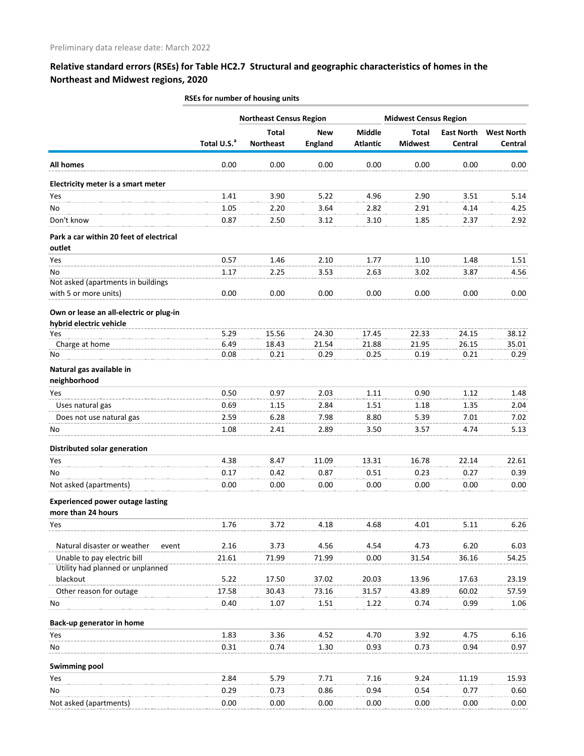Preliminary data release date: March 2022

## Relative standard errors (RSEs) for Table HC2.7 Structural and geographic characteristics of homes in the Northeast and Midwest regions, 2020

| | RSEs for number of housing units | | | | | | |
|---|---|---|---|---|---|---|---|
| | | Northeast Census Region | | | Midwest Census Region | | |
| | Total U.S.[a] | Total Northeast | New England | Middle Atlantic | Total Midwest | East North Central | West North Central |
| **All homes** | 0.00 | 0.00 | 0.00 | 0.00 | 0.00 | 0.00 | 0.00 |
| **Electricity meter is a smart meter** | | | | | | | |
| Yes | 1.41 | 3.90 | 5.22 | 4.96 | 2.90 | 3.51 | 5.14 |
| No | 1.05 | 2.20 | 3.64 | 2.82 | 2.91 | 4.14 | 4.25 |
| Don't know | 0.87 | 2.50 | 3.12 | 3.10 | 1.85 | 2.37 | 2.92 |
| **Park a car within 20 feet of electrical outlet** | | | | | | | |
| Yes | 0.57 | 1.46 | 2.10 | 1.77 | 1.10 | 1.48 | 1.51 |
| No | 1.17 | 2.25 | 3.53 | 2.63 | 3.02 | 3.87 | 4.56 |
| Not asked (apartments in buildings with 5 or more units) | 0.00 | 0.00 | 0.00 | 0.00 | 0.00 | 0.00 | 0.00 |
| **Own or lease an all-electric or plug-in hybrid electric vehicle** | | | | | | | |
| Yes | 5.29 | 15.56 | 24.30 | 17.45 | 22.33 | 24.15 | 38.12 |
| Charge at home | 6.49 | 18.43 | 21.54 | 21.88 | 21.95 | 26.15 | 35.01 |
| No | 0.08 | 0.21 | 0.29 | 0.25 | 0.19 | 0.21 | 0.29 |
| **Natural gas available in neighborhood** | | | | | | | |
| Yes | 0.50 | 0.97 | 2.03 | 1.11 | 0.90 | 1.12 | 1.48 |
| Uses natural gas | 0.69 | 1.15 | 2.84 | 1.51 | 1.18 | 1.35 | 2.04 |
| Does not use natural gas | 2.59 | 6.28 | 7.98 | 8.80 | 5.39 | 7.01 | 7.02 |
| No | 1.08 | 2.41 | 2.89 | 3.50 | 3.57 | 4.74 | 5.13 |
| **Distributed solar generation** | | | | | | | |
| Yes | 4.38 | 8.47 | 11.09 | 13.31 | 16.78 | 22.14 | 22.61 |
| No | 0.17 | 0.42 | 0.87 | 0.51 | 0.23 | 0.27 | 0.39 |
| Not asked (apartments) | 0.00 | 0.00 | 0.00 | 0.00 | 0.00 | 0.00 | 0.00 |
| **Experienced power outage lasting more than 24 hours** | | | | | | | |
| Yes | 1.76 | 3.72 | 4.18 | 4.68 | 4.01 | 5.11 | 6.26 |
| Natural disaster or weather event | 2.16 | 3.73 | 4.56 | 4.54 | 4.73 | 6.20 | 6.03 |
| Unable to pay electric bill | 21.61 | 71.99 | 71.99 | 0.00 | 31.54 | 36.16 | 54.25 |
| Utility had planned or unplanned blackout | 5.22 | 17.50 | 37.02 | 20.03 | 13.96 | 17.63 | 23.19 |
| Other reason for outage | 17.58 | 30.43 | 73.16 | 31.57 | 43.89 | 60.02 | 57.59 |
| No | 0.40 | 1.07 | 1.51 | 1.22 | 0.74 | 0.99 | 1.06 |
| **Back-up generator in home** | | | | | | | |
| Yes | 1.83 | 3.36 | 4.52 | 4.70 | 3.92 | 4.75 | 6.16 |
| No | 0.31 | 0.74 | 1.30 | 0.93 | 0.73 | 0.94 | 0.97 |
| **Swimming pool** | | | | | | | |
| Yes | 2.84 | 5.79 | 7.71 | 7.16 | 9.24 | 11.19 | 15.93 |
| No | 0.29 | 0.73 | 0.86 | 0.94 | 0.54 | 0.77 | 0.60 |
| Not asked (apartments) | 0.00 | 0.00 | 0.00 | 0.00 | 0.00 | 0.00 | 0.00 |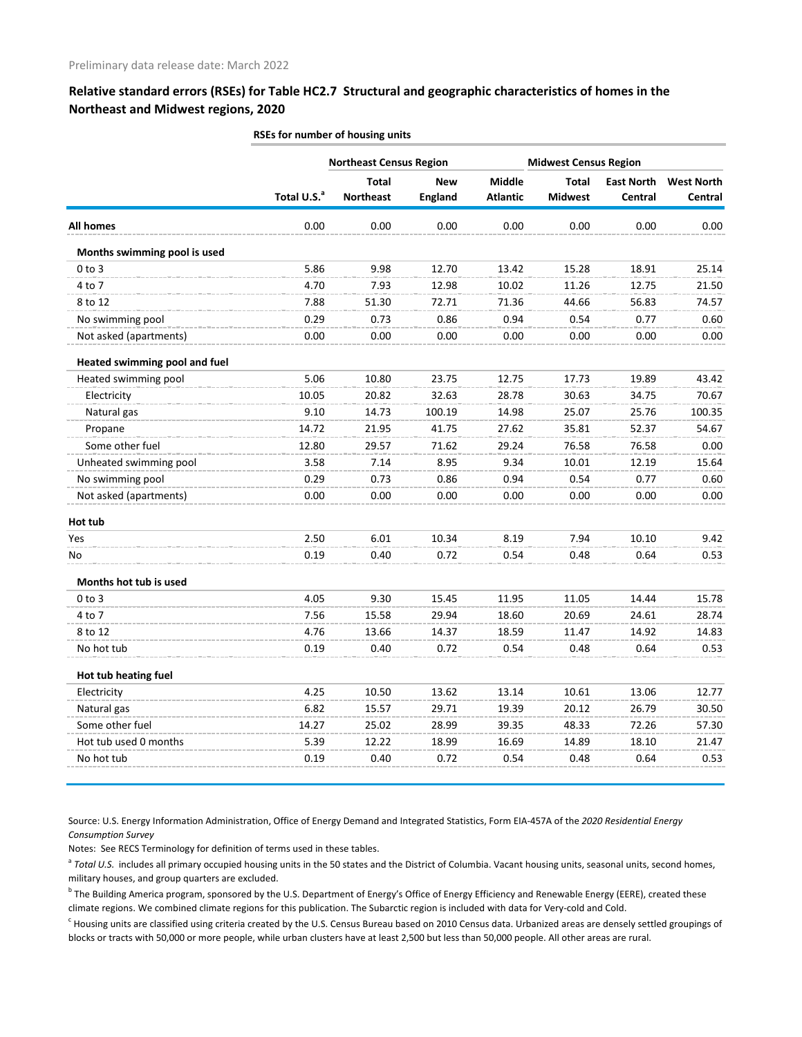Preliminary data release date: March 2022

## Relative standard errors (RSEs) for Table HC2.7 Structural and geographic characteristics of homes in the Northeast and Midwest regions, 2020

| | RSEs for number of housing units | | | | | | |
|---|---|---|---|---|---|---|---|
| | | Northeast Census Region | | | Midwest Census Region | | |
| | Total U.S.[a] | Total Northeast | New England | Middle Atlantic | Total Midwest | East North Central | West North Central |
| **All homes** | 0.00 | 0.00 | 0.00 | 0.00 | 0.00 | 0.00 | 0.00 |
| **Months swimming pool is used** | | | | | | | |
| 0 to 3 | 5.86 | 9.98 | 12.70 | 13.42 | 15.28 | 18.91 | 25.14 |
| 4 to 7 | 4.70 | 7.93 | 12.98 | 10.02 | 11.26 | 12.75 | 21.50 |
| 8 to 12 | 7.88 | 51.30 | 72.71 | 71.36 | 44.66 | 56.83 | 74.57 |
| No swimming pool | 0.29 | 0.73 | 0.86 | 0.94 | 0.54 | 0.77 | 0.60 |
| Not asked (apartments) | 0.00 | 0.00 | 0.00 | 0.00 | 0.00 | 0.00 | 0.00 |
| **Heated swimming pool and fuel** | | | | | | | |
| Heated swimming pool | 5.06 | 10.80 | 23.75 | 12.75 | 17.73 | 19.89 | 43.42 |
| Electricity | 10.05 | 20.82 | 32.63 | 28.78 | 30.63 | 34.75 | 70.67 |
| Natural gas | 9.10 | 14.73 | 100.19 | 14.98 | 25.07 | 25.76 | 100.35 |
| Propane | 14.72 | 21.95 | 41.75 | 27.62 | 35.81 | 52.37 | 54.67 |
| Some other fuel | 12.80 | 29.57 | 71.62 | 29.24 | 76.58 | 76.58 | 0.00 |
| Unheated swimming pool | 3.58 | 7.14 | 8.95 | 9.34 | 10.01 | 12.19 | 15.64 |
| No swimming pool | 0.29 | 0.73 | 0.86 | 0.94 | 0.54 | 0.77 | 0.60 |
| Not asked (apartments) | 0.00 | 0.00 | 0.00 | 0.00 | 0.00 | 0.00 | 0.00 |
| **Hot tub** | | | | | | | |
| Yes | 2.50 | 6.01 | 10.34 | 8.19 | 7.94 | 10.10 | 9.42 |
| No | 0.19 | 0.40 | 0.72 | 0.54 | 0.48 | 0.64 | 0.53 |
| **Months hot tub is used** | | | | | | | |
| 0 to 3 | 4.05 | 9.30 | 15.45 | 11.95 | 11.05 | 14.44 | 15.78 |
| 4 to 7 | 7.56 | 15.58 | 29.94 | 18.60 | 20.69 | 24.61 | 28.74 |
| 8 to 12 | 4.76 | 13.66 | 14.37 | 18.59 | 11.47 | 14.92 | 14.83 |
| No hot tub | 0.19 | 0.40 | 0.72 | 0.54 | 0.48 | 0.64 | 0.53 |
| **Hot tub heating fuel** | | | | | | | |
| Electricity | 4.25 | 10.50 | 13.62 | 13.14 | 10.61 | 13.06 | 12.77 |
| Natural gas | 6.82 | 15.57 | 29.71 | 19.39 | 20.12 | 26.79 | 30.50 |
| Some other fuel | 14.27 | 25.02 | 28.99 | 39.35 | 48.33 | 72.26 | 57.30 |
| Hot tub used 0 months | 5.39 | 12.22 | 18.99 | 16.69 | 14.89 | 18.10 | 21.47 |
| No hot tub | 0.19 | 0.40 | 0.72 | 0.54 | 0.48 | 0.64 | 0.53 |

Source: U.S. Energy Information Administration, Office of Energy Demand and Integrated Statistics, Form EIA-457A of the *2020 Residential Energy Consumption Survey*

Notes: See RECS Terminology for definition of terms used in these tables.

[a] *Total U.S.* includes all primary occupied housing units in the 50 states and the District of Columbia. Vacant housing units, seasonal units, second homes, military houses, and group quarters are excluded.

[b] The Building America program, sponsored by the U.S. Department of Energy's Office of Energy Efficiency and Renewable Energy (EERE), created these climate regions. We combined climate regions for this publication. The Subarctic region is included with data for Very-cold and Cold.

[c] Housing units are classified using criteria created by the U.S. Census Bureau based on 2010 Census data. Urbanized areas are densely settled groupings of blocks or tracts with 50,000 or more people, while urban clusters have at least 2,500 but less than 50,000 people. All other areas are rural.